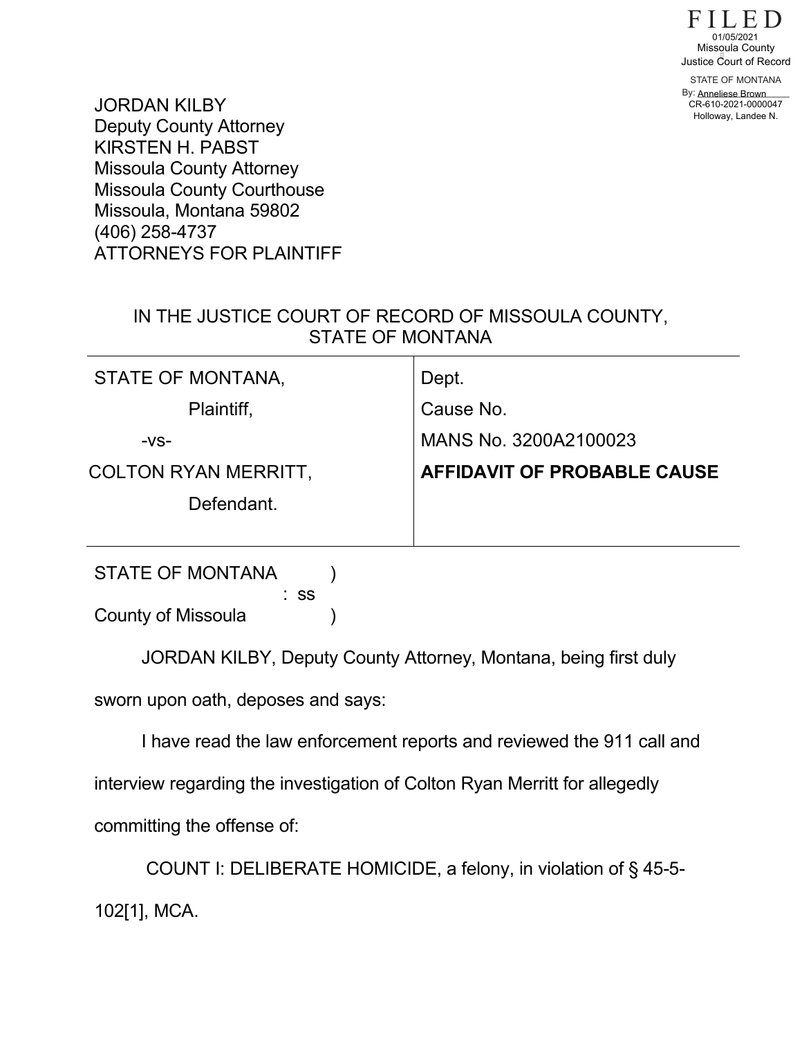FILED
01/05/2021
Missoula County
Justice Court of Record
STATE OF MONTANA
By: Anneliese Brown
CR-610-2021-0000047
Holloway, Landee N.

JORDAN KILBY
Deputy County Attorney
KIRSTEN H. PABST
Missoula County Attorney
Missoula County Courthouse
Missoula, Montana 59802
(406) 258-4737
ATTORNEYS FOR PLAINTIFF

IN THE JUSTICE COURT OF RECORD OF MISSOULA COUNTY, STATE OF MONTANA

| | |
|---|---|
| STATE OF MONTANA,<br>Plaintiff,<br>-vs-<br>COLTON RYAN MERRITT,<br>Defendant. | Dept.<br>Cause No.<br>MANS No. 3200A2100023<br>**AFFIDAVIT OF PROBABLE CAUSE** |

STATE OF MONTANA )
: ss
County of Missoula )

JORDAN KILBY, Deputy County Attorney, Montana, being first duly sworn upon oath, deposes and says:

I have read the law enforcement reports and reviewed the 911 call and interview regarding the investigation of Colton Ryan Merritt for allegedly committing the offense of:

COUNT I: DELIBERATE HOMICIDE, a felony, in violation of § 45-5-102[1], MCA.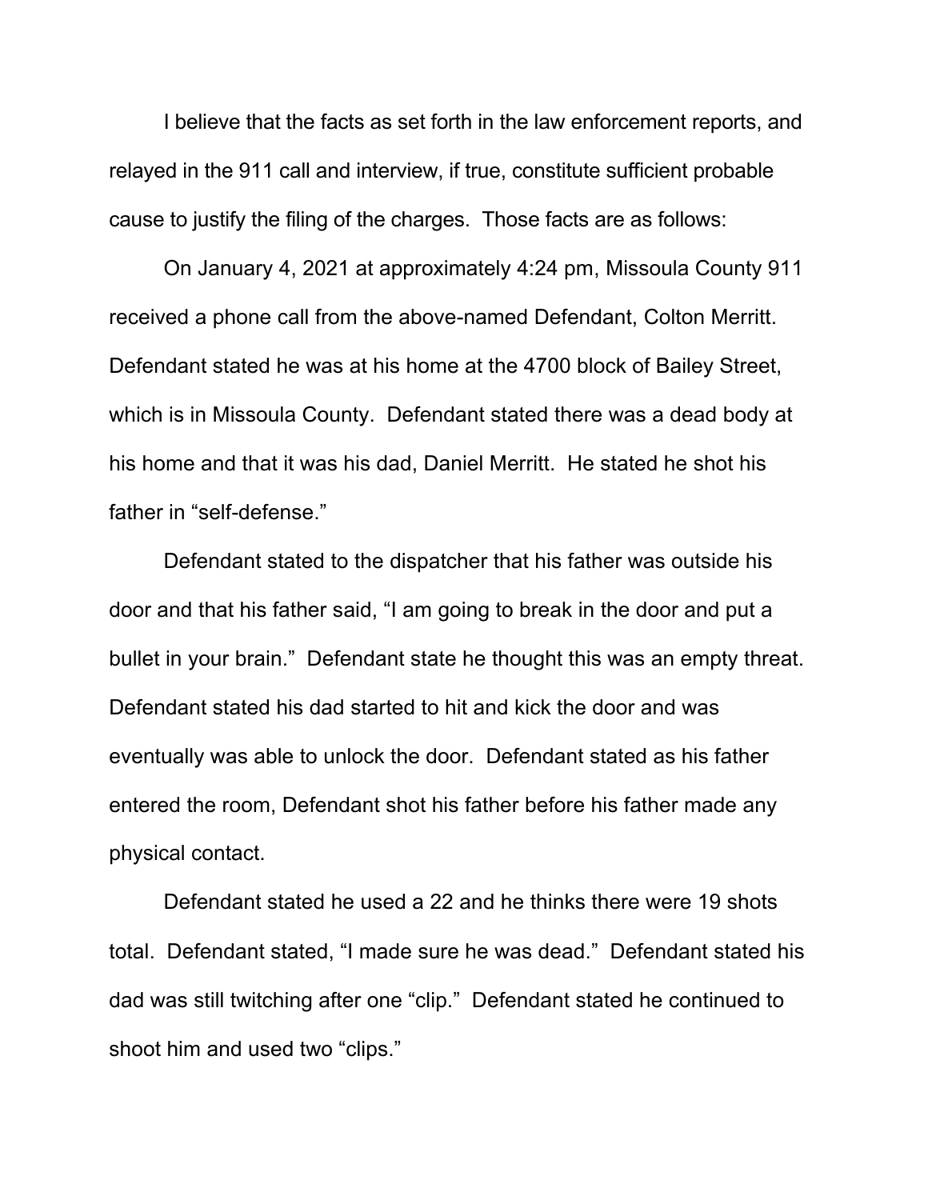I believe that the facts as set forth in the law enforcement reports, and relayed in the 911 call and interview, if true, constitute sufficient probable cause to justify the filing of the charges. Those facts are as follows:

On January 4, 2021 at approximately 4:24 pm, Missoula County 911 received a phone call from the above-named Defendant, Colton Merritt. Defendant stated he was at his home at the 4700 block of Bailey Street, which is in Missoula County. Defendant stated there was a dead body at his home and that it was his dad, Daniel Merritt. He stated he shot his father in "self-defense."

Defendant stated to the dispatcher that his father was outside his door and that his father said, "I am going to break in the door and put a bullet in your brain." Defendant state he thought this was an empty threat. Defendant stated his dad started to hit and kick the door and was eventually was able to unlock the door. Defendant stated as his father entered the room, Defendant shot his father before his father made any physical contact.

Defendant stated he used a 22 and he thinks there were 19 shots total. Defendant stated, "I made sure he was dead." Defendant stated his dad was still twitching after one "clip." Defendant stated he continued to shoot him and used two "clips."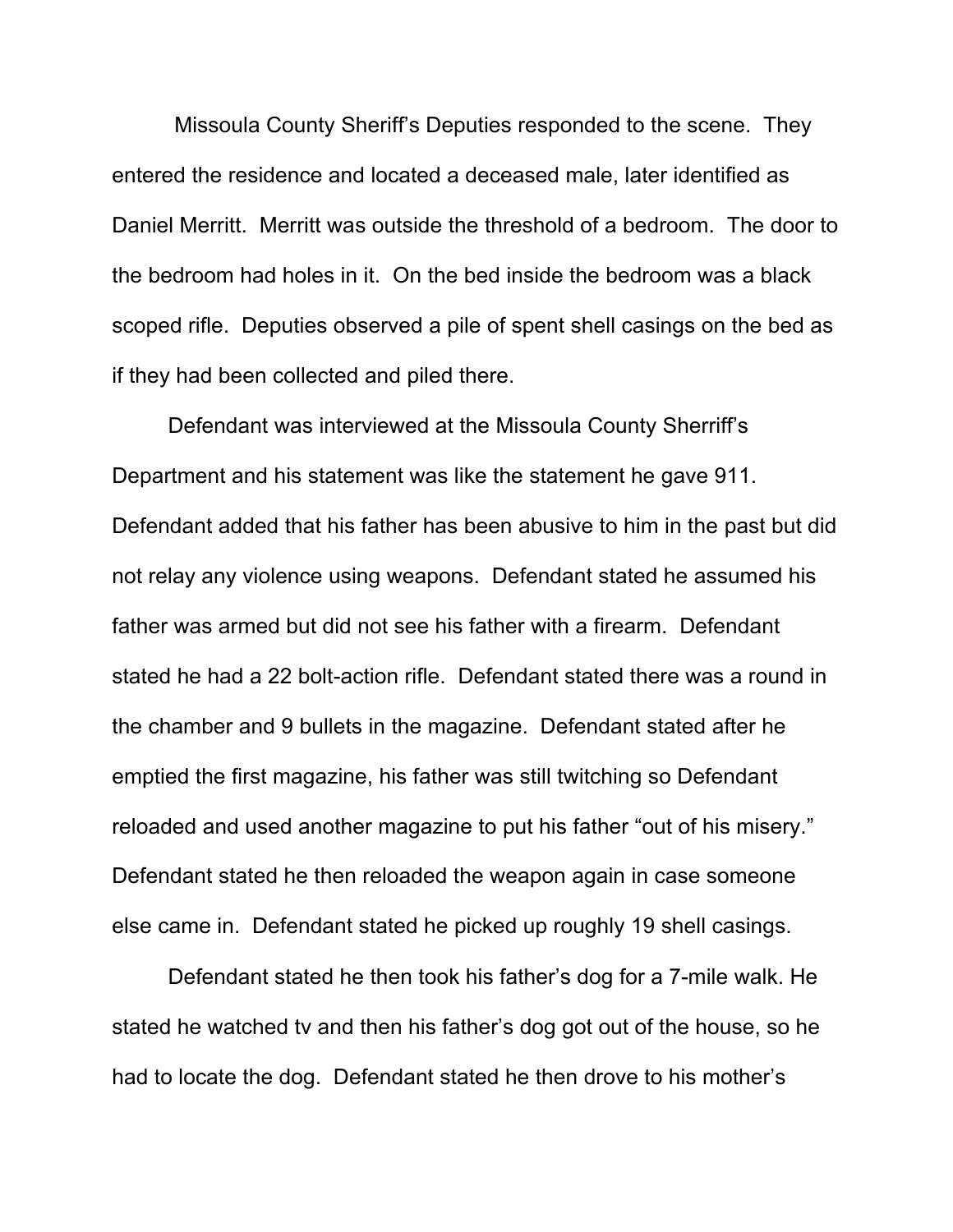Missoula County Sheriff's Deputies responded to the scene. They entered the residence and located a deceased male, later identified as Daniel Merritt. Merritt was outside the threshold of a bedroom. The door to the bedroom had holes in it. On the bed inside the bedroom was a black scoped rifle. Deputies observed a pile of spent shell casings on the bed as if they had been collected and piled there.

Defendant was interviewed at the Missoula County Sherriff's Department and his statement was like the statement he gave 911. Defendant added that his father has been abusive to him in the past but did not relay any violence using weapons. Defendant stated he assumed his father was armed but did not see his father with a firearm. Defendant stated he had a 22 bolt-action rifle. Defendant stated there was a round in the chamber and 9 bullets in the magazine. Defendant stated after he emptied the first magazine, his father was still twitching so Defendant reloaded and used another magazine to put his father "out of his misery." Defendant stated he then reloaded the weapon again in case someone else came in. Defendant stated he picked up roughly 19 shell casings.

Defendant stated he then took his father's dog for a 7-mile walk. He stated he watched tv and then his father's dog got out of the house, so he had to locate the dog. Defendant stated he then drove to his mother's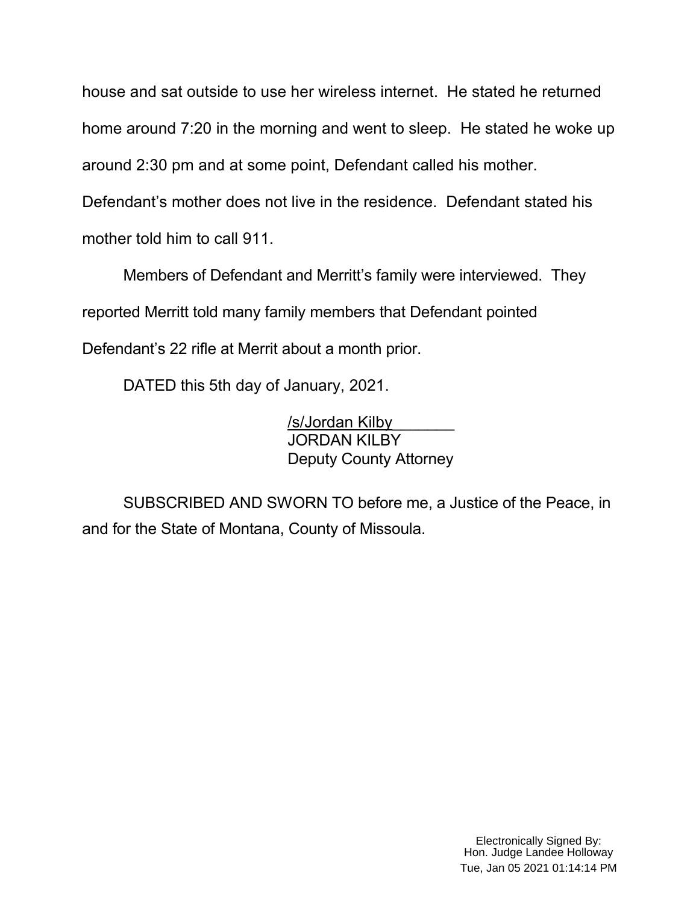house and sat outside to use her wireless internet. He stated he returned home around 7:20 in the morning and went to sleep. He stated he woke up around 2:30 pm and at some point, Defendant called his mother. Defendant's mother does not live in the residence. Defendant stated his mother told him to call 911.

Members of Defendant and Merritt's family were interviewed. They reported Merritt told many family members that Defendant pointed Defendant's 22 rifle at Merrit about a month prior.

DATED this 5th day of January, 2021.

/s/Jordan Kilby
JORDAN KILBY
Deputy County Attorney

SUBSCRIBED AND SWORN TO before me, a Justice of the Peace, in and for the State of Montana, County of Missoula.

Electronically Signed By:
Hon. Judge Landee Holloway
Tue, Jan 05 2021 01:14:14 PM